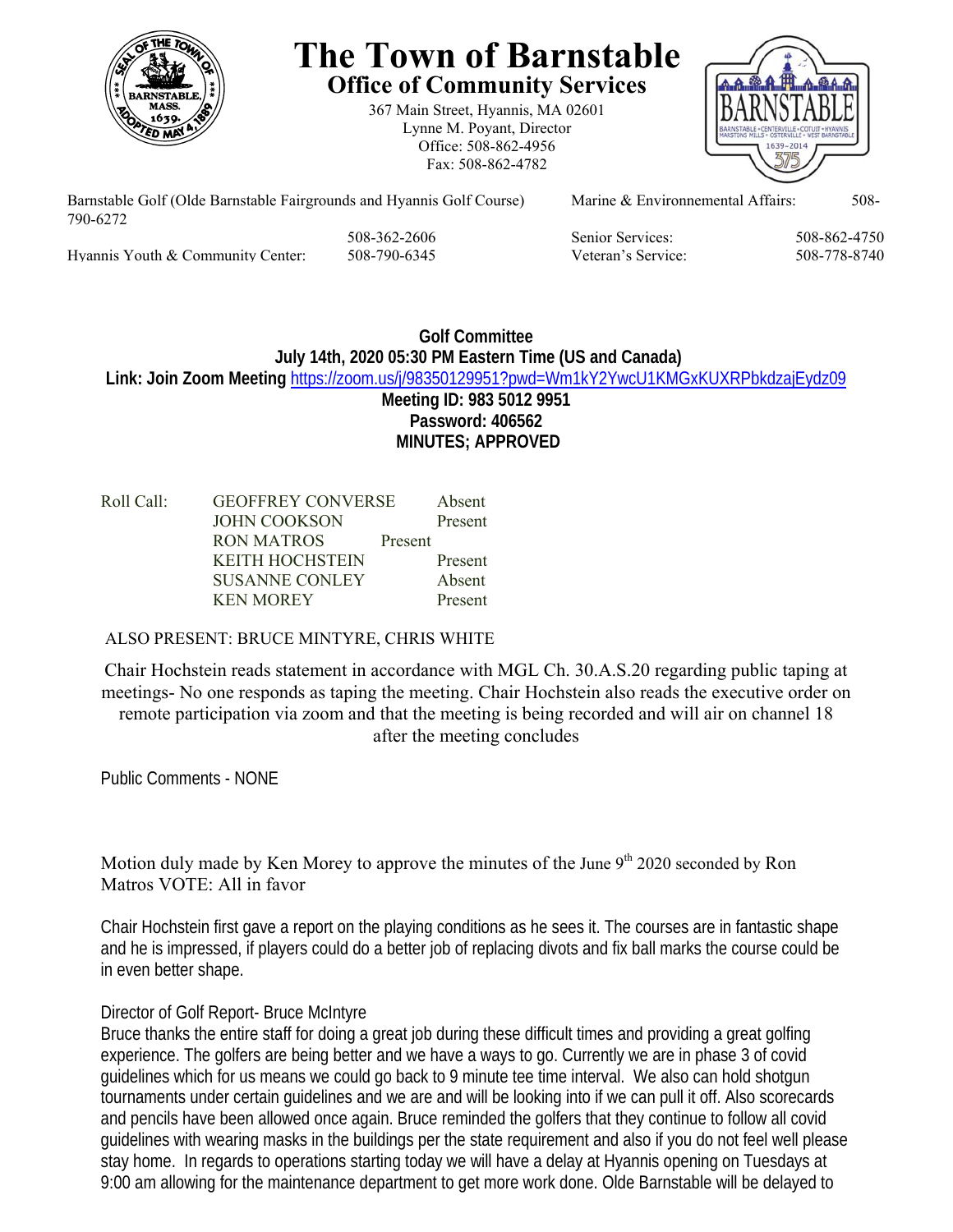# The Town of Barnstable

## Office of Community Services

367 Main Street, Hyannis, MA 02601
Lynne M. Poyant, Director
Office: 508-862-4956
Fax: 508-862-4782

| | | | |
|---|---|---|---|
| Barnstable Golf (Olde Barnstable Fairgrounds and Hyannis Golf Course) | 508-362-2606 | Marine & Environmental Affairs: | 508-790-6272 |
| Hyannis Youth & Community Center: | 508-790-6345 | Senior Services: | 508-862-4750 |
| | | Veteran's Service: | 508-778-8740 |

**Golf Committee**
**July 14th, 2020 05:30 PM Eastern Time (US and Canada)**
**Link: Join Zoom Meeting** https://zoom.us/j/98350129951?pwd=Wm1kY2YwcU1KMGxKUXRPbkdzajEydz09
**Meeting ID: 983 5012 9951**
**Password: 406562**
**MINUTES; APPROVED**

| Roll Call: | | |
|---|---|---|
| | GEOFFREY CONVERSE | Absent |
| | JOHN COOKSON | Present |
| | RON MATROS | Present |
| | KEITH HOCHSTEIN | Present |
| | SUSANNE CONLEY | Absent |
| | KEN MOREY | Present |

ALSO PRESENT: BRUCE MINTYRE, CHRIS WHITE

Chair Hochstein reads statement in accordance with MGL Ch. 30.A.S.20 regarding public taping at meetings- No one responds as taping the meeting. Chair Hochstein also reads the executive order on remote participation via zoom and that the meeting is being recorded and will air on channel 18 after the meeting concludes

Public Comments - NONE

Motion duly made by Ken Morey to approve the minutes of the June 9th 2020 seconded by Ron Matros VOTE: All in favor

Chair Hochstein first gave a report on the playing conditions as he sees it. The courses are in fantastic shape and he is impressed, if players could do a better job of replacing divots and fix ball marks the course could be in even better shape.

Director of Golf Report- Bruce McIntyre
Bruce thanks the entire staff for doing a great job during these difficult times and providing a great golfing experience. The golfers are being better and we have a ways to go. Currently we are in phase 3 of covid guidelines which for us means we could go back to 9 minute tee time interval. We also can hold shotgun tournaments under certain guidelines and we are and will be looking into if we can pull it off. Also scorecards and pencils have been allowed once again. Bruce reminded the golfers that they continue to follow all covid guidelines with wearing masks in the buildings per the state requirement and also if you do not feel well please stay home. In regards to operations starting today we will have a delay at Hyannis opening on Tuesdays at 9:00 am allowing for the maintenance department to get more work done. Olde Barnstable will be delayed to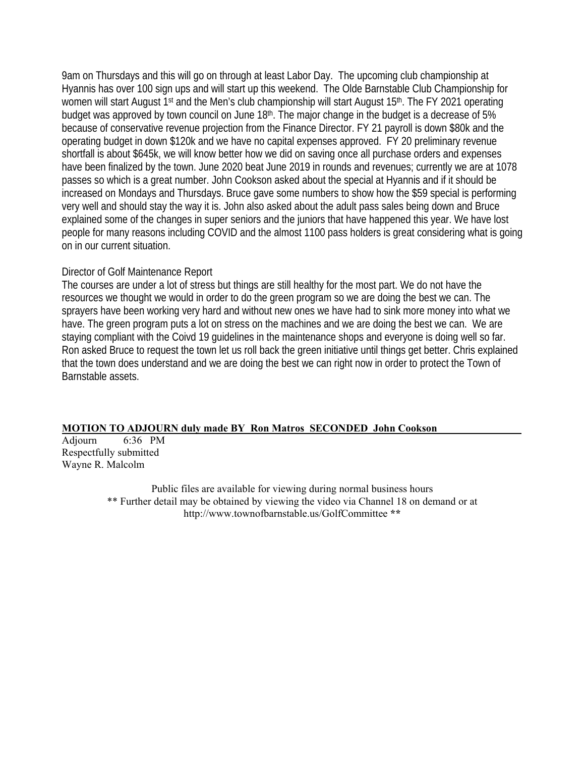9am on Thursdays and this will go on through at least Labor Day. The upcoming club championship at Hyannis has over 100 sign ups and will start up this weekend. The Olde Barnstable Club Championship for women will start August 1st and the Men's club championship will start August 15th. The FY 2021 operating budget was approved by town council on June 18th. The major change in the budget is a decrease of 5% because of conservative revenue projection from the Finance Director. FY 21 payroll is down $80k and the operating budget in down $120k and we have no capital expenses approved. FY 20 preliminary revenue shortfall is about $645k, we will know better how we did on saving once all purchase orders and expenses have been finalized by the town. June 2020 beat June 2019 in rounds and revenues; currently we are at 1078 passes so which is a great number. John Cookson asked about the special at Hyannis and if it should be increased on Mondays and Thursdays. Bruce gave some numbers to show how the $59 special is performing very well and should stay the way it is. John also asked about the adult pass sales being down and Bruce explained some of the changes in super seniors and the juniors that have happened this year. We have lost people for many reasons including COVID and the almost 1100 pass holders is great considering what is going on in our current situation.

Director of Golf Maintenance Report

The courses are under a lot of stress but things are still healthy for the most part. We do not have the resources we thought we would in order to do the green program so we are doing the best we can. The sprayers have been working very hard and without new ones we have had to sink more money into what we have. The green program puts a lot on stress on the machines and we are doing the best we can. We are staying compliant with the Coivd 19 guidelines in the maintenance shops and everyone is doing well so far. Ron asked Bruce to request the town let us roll back the green initiative until things get better. Chris explained that the town does understand and we are doing the best we can right now in order to protect the Town of Barnstable assets.

**MOTION TO ADJOURN duly made BY Ron Matros SECONDED John Cookson**

Adjourn 6:36 PM

Respectfully submitted

Wayne R. Malcolm

Public files are available for viewing during normal business hours

** Further detail may be obtained by viewing the video via Channel 18 on demand or at http://www.townofbarnstable.us/GolfCommittee **